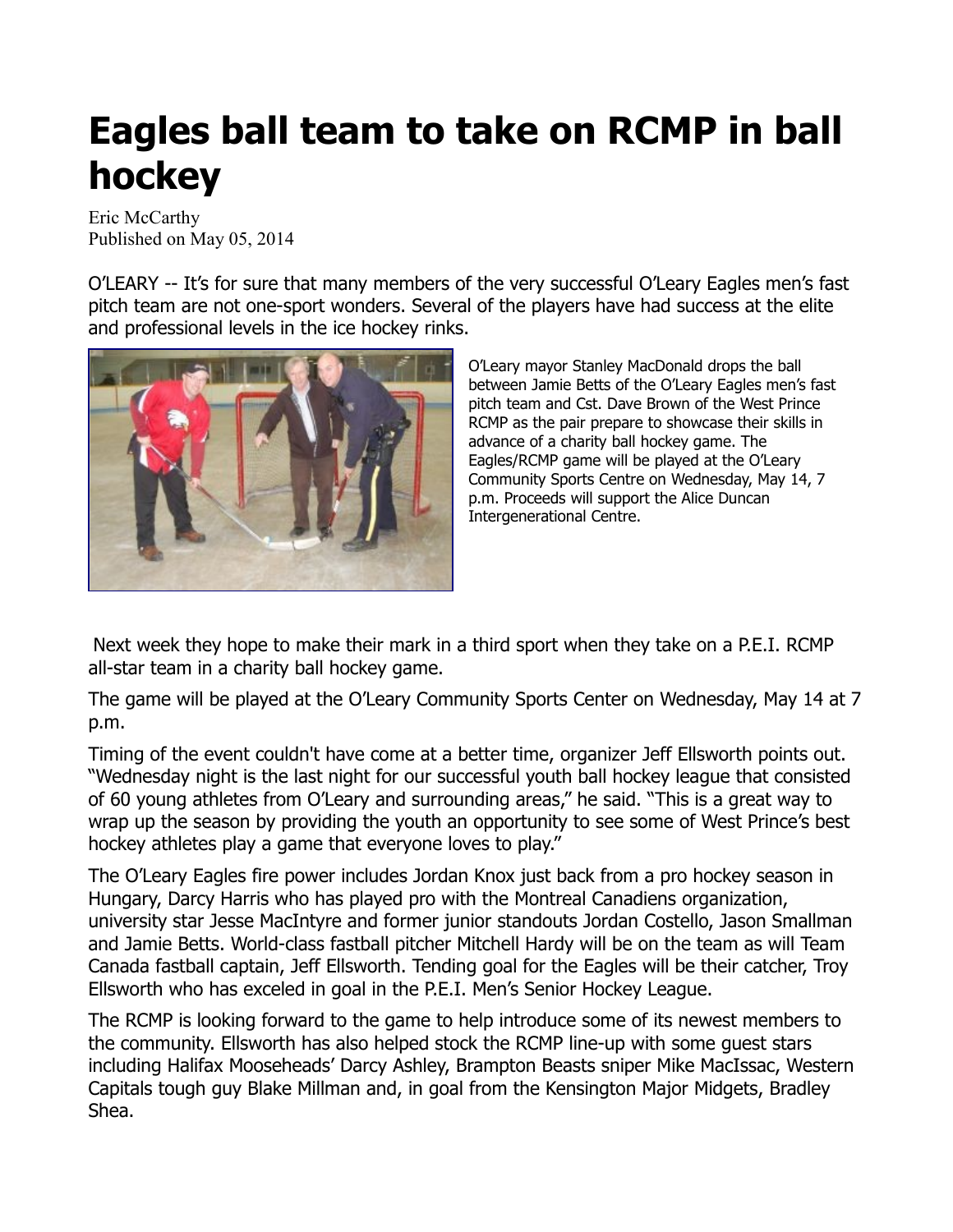# Eagles ball team to take on RCMP in ball hockey

Eric McCarthy
Published on May 05, 2014

O'LEARY -- It's for sure that many members of the very successful O'Leary Eagles men's fast pitch team are not one-sport wonders. Several of the players have had success at the elite and professional levels in the ice hockey rinks.

O'Leary mayor Stanley MacDonald drops the ball between Jamie Betts of the O'Leary Eagles men's fast pitch team and Cst. Dave Brown of the West Prince RCMP as the pair prepare to showcase their skills in advance of a charity ball hockey game. The Eagles/RCMP game will be played at the O'Leary Community Sports Centre on Wednesday, May 14, 7 p.m. Proceeds will support the Alice Duncan Intergenerational Centre.

Next week they hope to make their mark in a third sport when they take on a P.E.I. RCMP all-star team in a charity ball hockey game.

The game will be played at the O'Leary Community Sports Center on Wednesday, May 14 at 7 p.m.

Timing of the event couldn't have come at a better time, organizer Jeff Ellsworth points out. "Wednesday night is the last night for our successful youth ball hockey league that consisted of 60 young athletes from O'Leary and surrounding areas," he said. "This is a great way to wrap up the season by providing the youth an opportunity to see some of West Prince's best hockey athletes play a game that everyone loves to play."

The O'Leary Eagles fire power includes Jordan Knox just back from a pro hockey season in Hungary, Darcy Harris who has played pro with the Montreal Canadiens organization, university star Jesse MacIntyre and former junior standouts Jordan Costello, Jason Smallman and Jamie Betts. World-class fastball pitcher Mitchell Hardy will be on the team as will Team Canada fastball captain, Jeff Ellsworth. Tending goal for the Eagles will be their catcher, Troy Ellsworth who has exceled in goal in the P.E.I. Men's Senior Hockey League.

The RCMP is looking forward to the game to help introduce some of its newest members to the community. Ellsworth has also helped stock the RCMP line-up with some guest stars including Halifax Mooseheads' Darcy Ashley, Brampton Beasts sniper Mike MacIssac, Western Capitals tough guy Blake Millman and, in goal from the Kensington Major Midgets, Bradley Shea.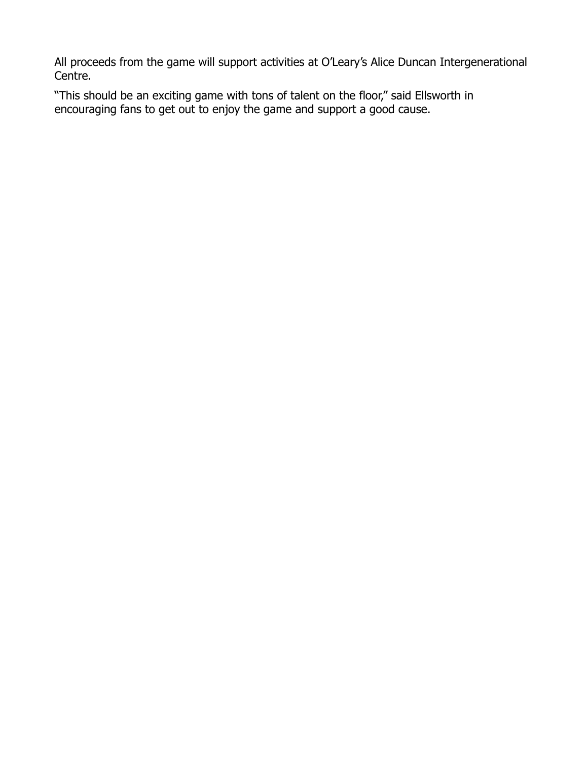All proceeds from the game will support activities at O'Leary's Alice Duncan Intergenerational Centre.

"This should be an exciting game with tons of talent on the floor," said Ellsworth in encouraging fans to get out to enjoy the game and support a good cause.